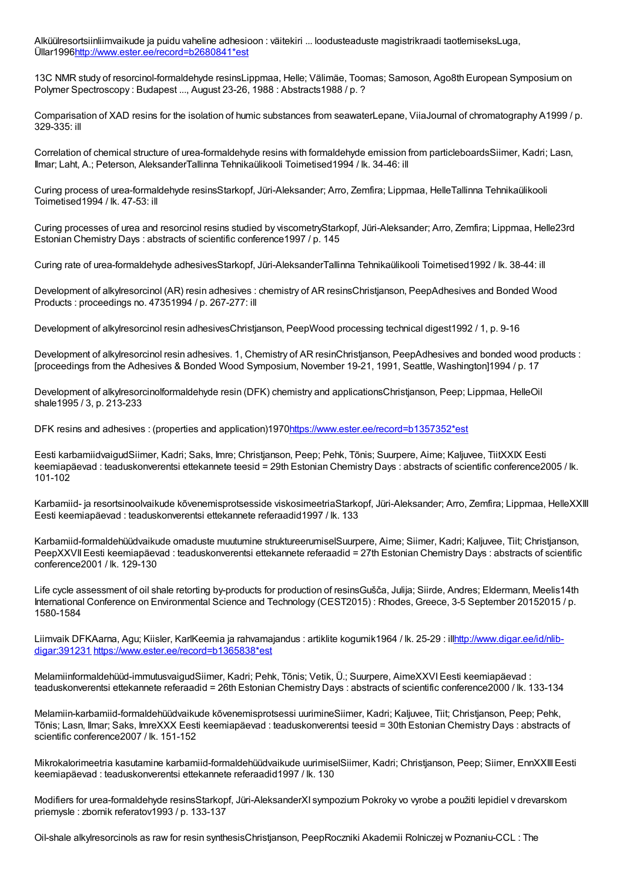Alküülresortsiinliimvaikude ja puidu vaheline adhesioon : väitekiri ... loodusteaduste magistrikraadi taotlemiseksLuga, Üllar1996http://www.ester.ee/record=b2680841*est

13C NMR study of resorcinol-formaldehyde resinsLippmaa, Helle; Välimäe, Toomas; Samoson, Ago8th European Symposium on Polymer Spectroscopy : Budapest ..., August 23-26, 1988 : Abstracts1988 / p. ?

Comparisation of XAD resins for the isolation of humic substances from seawaterLepane, ViiaJournal of chromatography A1999 / p. 329-335: ill

Correlation of chemical structure of urea-formaldehyde resins with formaldehyde emission from particleboardsSiimer, Kadri; Lasn, Ilmar; Laht, A.; Peterson, AleksanderTallinna Tehnikaülikooli Toimetised1994 / lk. 34-46: ill

Curing process of urea-formaldehyde resinsStarkopf, Jüri-Aleksander; Arro, Zemfira; Lippmaa, HelleTallinna Tehnikaülikooli Toimetised1994 / lk. 47-53: ill

Curing processes of urea and resorcinol resins studied by viscometryStarkopf, Jüri-Aleksander; Arro, Zemfira; Lippmaa, Helle23rd Estonian Chemistry Days : abstracts of scientific conference1997 / p. 145

Curing rate of urea-formaldehyde adhesivesStarkopf, Jüri-AleksanderTallinna Tehnikaülikooli Toimetised1992 / lk. 38-44: ill

Development of alkylresorcinol (AR) resin adhesives : chemistry of AR resinsChristjanson, PeepAdhesives and Bonded Wood Products : proceedings no. 47351994 / p. 267-277: ill

Development of alkylresorcinol resin adhesivesChristjanson, PeepWood processing technical digest1992 / 1, p. 9-16

Development of alkylresorcinol resin adhesives. 1, Chemistry of AR resinChristjanson, PeepAdhesives and bonded wood products : [proceedings from the Adhesives & Bonded Wood Symposium, November 19-21, 1991, Seattle, Washington]1994 / p. 17

Development of alkylresorcinolformaldehyde resin (DFK) chemistry and applicationsChristjanson, Peep; Lippmaa, HelleOil shale1995 / 3, p. 213-233

DFK resins and adhesives : (properties and application)1970https://www.ester.ee/record=b1357352*est

Eesti karbamiidvaigudSiimer, Kadri; Saks, Imre; Christjanson, Peep; Pehk, Tõnis; Suurpere, Aime; Kaljuvee, TiitXXIX Eesti keemiapäevad : teaduskonverentsi ettekannete teesid = 29th Estonian Chemistry Days : abstracts of scientific conference2005 / lk. 101-102

Karbamiid- ja resortsinoolvaikude kõvenemisprotsesside viskosimeetriaStarkopf, Jüri-Aleksander; Arro, Zemfira; Lippmaa, HelleXXIII Eesti keemiapäevad : teaduskonverentsi ettekannete referaadid1997 / lk. 133

Karbamiid-formaldehüüdvaikude omaduste muutumine struktureerumiselSuurpere, Aime; Siimer, Kadri; Kaljuvee, Tiit; Christjanson, PeepXXVII Eesti keemiapäevad : teaduskonverentsi ettekannete referaadid = 27th Estonian Chemistry Days : abstracts of scientific conference2001 / lk. 129-130

Life cycle assessment of oil shale retorting by-products for production of resinsGušča, Julija; Siirde, Andres; Eldermann, Meelis14th International Conference on Environmental Science and Technology (CEST2015) : Rhodes, Greece, 3-5 September 20152015 / p. 1580-1584

Liimvaik DFKAarna, Agu; Kiisler, KarlKeemia ja rahvamajandus : artiklite kogumik1964 / lk. 25-29 : illhttp://www.digar.ee/id/nlib-digar:391231 https://www.ester.ee/record=b1365838*est

Melamiinformaldehüüd-immutusvaigudSiimer, Kadri; Pehk, Tõnis; Vetik, Ü.; Suurpere, AimeXXVI Eesti keemiapäevad : teaduskonverentsi ettekannete referaadid = 26th Estonian Chemistry Days : abstracts of scientific conference2000 / lk. 133-134

Melamiin-karbamiid-formaldehüüdvaikude kõvenemisprotsessi uurimineSiimer, Kadri; Kaljuvee, Tiit; Christjanson, Peep; Pehk, Tõnis; Lasn, Ilmar; Saks, ImreXXX Eesti keemiapäevad : teaduskonverentsi teesid = 30th Estonian Chemistry Days : abstracts of scientific conference2007 / lk. 151-152

Mikrokalorimeetria kasutamine karbamiid-formaldehüüdvaikude uurimiselSiimer, Kadri; Christjanson, Peep; Siimer, EnnXXIII Eesti keemiapäevad : teaduskonverentsi ettekannete referaadid1997 / lk. 130

Modifiers for urea-formaldehyde resinsStarkopf, Jüri-AleksanderXI sympozium Pokroky vo vyrobe a použiti lepidiel v drevarskom priemysle : zbornik referatov1993 / p. 133-137

Oil-shale alkylresorcinols as raw for resin synthesisChristjanson, PeepRoczniki Akademii Rolniczej w Poznaniu-CCL : The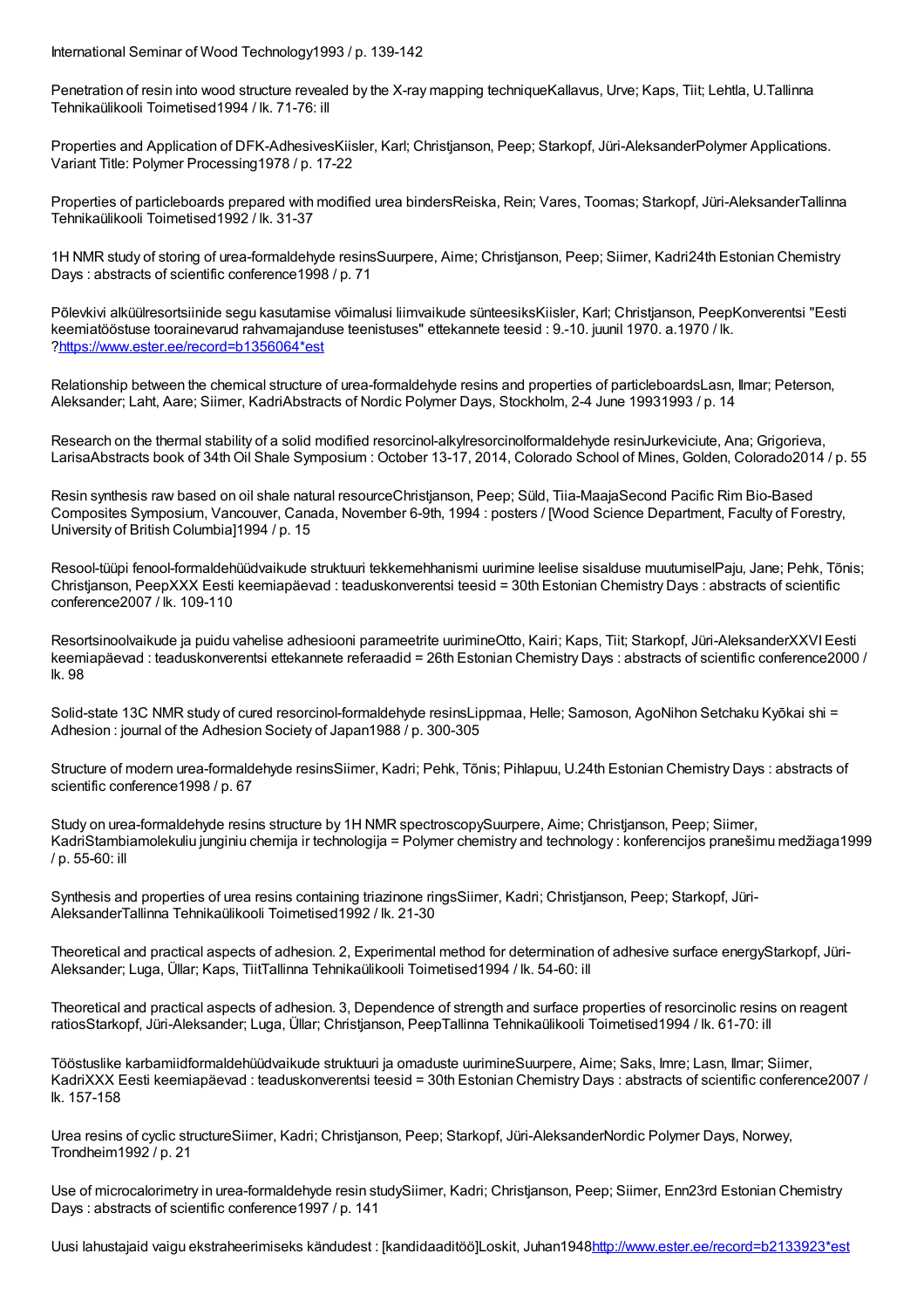International Seminar of Wood Technology1993 / p. 139-142

Penetration of resin into wood structure revealed by the X-ray mapping techniqueKallavus, Urve; Kaps, Tiit; Lehtla, U.Tallinna Tehnikaülikooli Toimetised1994 / lk. 71-76: ill

Properties and Application of DFK-AdhesivesKiisler, Karl; Christjanson, Peep; Starkopf, Jüri-AleksanderPolymer Applications. Variant Title: Polymer Processing1978 / p. 17-22

Properties of particleboards prepared with modified urea bindersReiska, Rein; Vares, Toomas; Starkopf, Jüri-AleksanderTallinna Tehnikaülikooli Toimetised1992 / lk. 31-37

1H NMR study of storing of urea-formaldehyde resinsSuurpere, Aime; Christjanson, Peep; Siimer, Kadri24th Estonian Chemistry Days : abstracts of scientific conference1998 / p. 71

Põlevkivi alküülresortsiinide segu kasutamise võimalusi liimvaikude sünteesiksKiisler, Karl; Christjanson, PeepKonverentsi "Eesti keemiatööstuse toorainevarud rahvamajanduse teenistuses" ettekannete teesid : 9.-10. juunil 1970. a.1970 / lk. ?https://www.ester.ee/record=b1356064*est

Relationship between the chemical structure of urea-formaldehyde resins and properties of particleboardsLasn, Ilmar; Peterson, Aleksander; Laht, Aare; Siimer, KadriAbstracts of Nordic Polymer Days, Stockholm, 2-4 June 19931993 / p. 14

Research on the thermal stability of a solid modified resorcinol-alkylresorcinolformaldehyde resinJurkeviciute, Ana; Grigorieva, LarisaAbstracts book of 34th Oil Shale Symposium : October 13-17, 2014, Colorado School of Mines, Golden, Colorado2014 / p. 55

Resin synthesis raw based on oil shale natural resourceChristjanson, Peep; Süld, Tiia-MaajaSecond Pacific Rim Bio-Based Composites Symposium, Vancouver, Canada, November 6-9th, 1994 : posters / [Wood Science Department, Faculty of Forestry, University of British Columbia]1994 / p. 15

Resool-tüüpi fenool-formaldehüüdvaikude struktuuri tekkemehhanismi uurimine leelise sisalduse muutumiselPaju, Jane; Pehk, Tõnis; Christjanson, PeepXXX Eesti keemiapäevad : teaduskonverentsi teesid = 30th Estonian Chemistry Days : abstracts of scientific conference2007 / lk. 109-110

Resortsinoolvaikude ja puidu vahelise adhesiooni parameetrite uurimineOtto, Kairi; Kaps, Tiit; Starkopf, Jüri-AleksanderXXVI Eesti keemiapäevad : teaduskonverentsi ettekannete referaadid = 26th Estonian Chemistry Days : abstracts of scientific conference2000 / lk. 98

Solid-state 13C NMR study of cured resorcinol-formaldehyde resinsLippmaa, Helle; Samoson, AgoNihon Setchaku Kyōkai shi = Adhesion : journal of the Adhesion Society of Japan1988 / p. 300-305

Structure of modern urea-formaldehyde resinsSiimer, Kadri; Pehk, Tõnis; Pihlapuu, U.24th Estonian Chemistry Days : abstracts of scientific conference1998 / p. 67

Study on urea-formaldehyde resins structure by 1H NMR spectroscopySuurpere, Aime; Christjanson, Peep; Siimer, KadriStambiamolekuliu junginiu chemija ir technologija = Polymer chemistry and technology : konferencijos pranešimu medžiaga1999 / p. 55-60: ill

Synthesis and properties of urea resins containing triazinone ringsSiimer, Kadri; Christjanson, Peep; Starkopf, Jüri-AleksanderTallinna Tehnikaülikooli Toimetised1992 / lk. 21-30

Theoretical and practical aspects of adhesion. 2, Experimental method for determination of adhesive surface energyStarkopf, Jüri-Aleksander; Luga, Üllar; Kaps, TiitTallinna Tehnikaülikooli Toimetised1994 / lk. 54-60: ill

Theoretical and practical aspects of adhesion. 3, Dependence of strength and surface properties of resorcinolic resins on reagent ratiosStarkopf, Jüri-Aleksander; Luga, Üllar; Christjanson, PeepTallinna Tehnikaülikooli Toimetised1994 / lk. 61-70: ill

Tööstuslike karbamiidformaldehüüdvaikude struktuuri ja omaduste uurimineSuurpere, Aime; Saks, Imre; Lasn, Ilmar; Siimer, KadriXXX Eesti keemiapäevad : teaduskonverentsi teesid = 30th Estonian Chemistry Days : abstracts of scientific conference2007 / lk. 157-158

Urea resins of cyclic structureSiimer, Kadri; Christjanson, Peep; Starkopf, Jüri-AleksanderNordic Polymer Days, Norway, Trondheim1992 / p. 21

Use of microcalorimetry in urea-formaldehyde resin studySiimer, Kadri; Christjanson, Peep; Siimer, Enn23rd Estonian Chemistry Days : abstracts of scientific conference1997 / p. 141

Uusi lahustajaid vaigu ekstraheerimiseks kändudest : [kandidaaditöö]Loskit, Juhan1948http://www.ester.ee/record=b2133923*est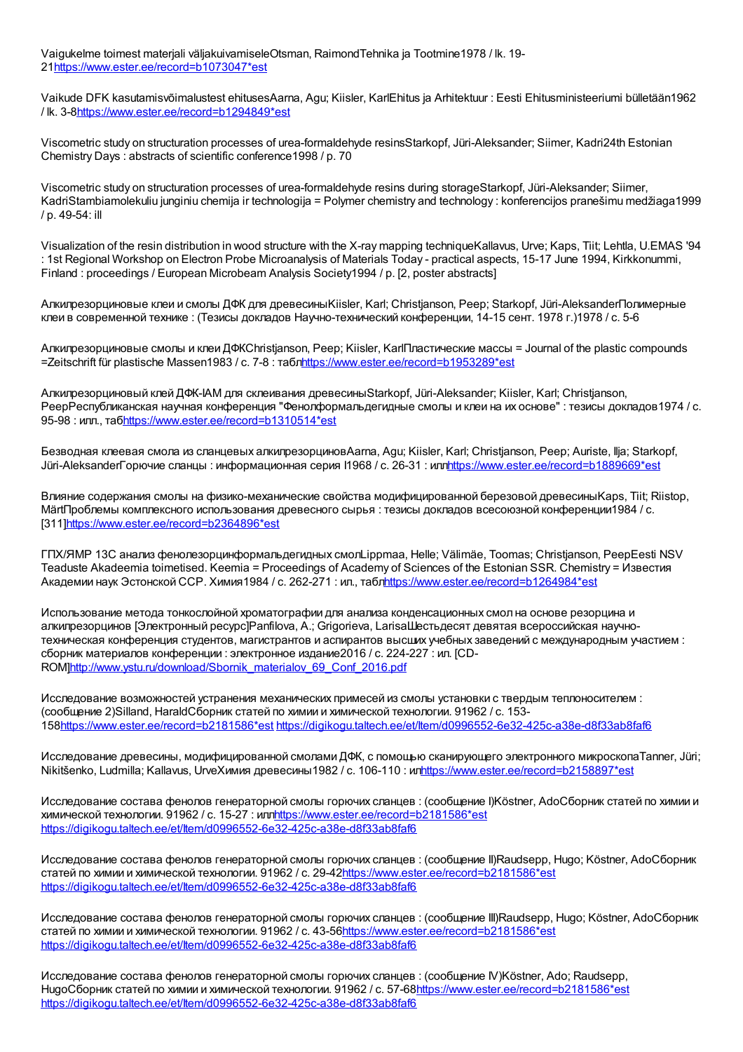Vaigukelme toimest materjali väljakuivamiseleOtsman, RaimondTehnika ja Tootmine1978 / lk. 19-21https://www.ester.ee/record=b1073047*est

Vaikude DFK kasutamisvõimalustest ehitusesAarna, Agu; Kiisler, KarlEhitus ja Arhitektuur : Eesti Ehitusministeeriumi bülletään1962 / lk. 3-8https://www.ester.ee/record=b1294849*est

Viscometric study on structuration processes of urea-formaldehyde resinsStarkopf, Jüri-Aleksander; Siimer, Kadri24th Estonian Chemistry Days : abstracts of scientific conference1998 / p. 70

Viscometric study on structuration processes of urea-formaldehyde resins during storageStarkopf, Jüri-Aleksander; Siimer, KadriStambiamolekuliu junginiu chemija ir technologija = Polymer chemistry and technology : konferencijos pranešimu medžiaga1999 / p. 49-54: ill

Visualization of the resin distribution in wood structure with the X-ray mapping techniqueKallavus, Urve; Kaps, Tiit; Lehtla, U.EMAS '94 : 1st Regional Workshop on Electron Probe Microanalysis of Materials Today - practical aspects, 15-17 June 1994, Kirkkonummi, Finland : proceedings / European Microbeam Analysis Society1994 / p. [2, poster abstracts]

Алкилрезорциновые клеи и смолы ДФК для древесиныKiisler, Karl; Christjanson, Peep; Starkopf, Jüri-AleksanderПолимерные клеи в современной технике : (Тезисы докладов Научно-технический конференции, 14-15 сент. 1978 г.)1978 / с. 5-6

Алкилрезорциновые смолы и клеи ДФКChristjanson, Peep; Kiisler, KarlПластические массы = Journal of the plastic compounds =Zeitschrift für plastische Massen1983 / с. 7-8 : таблhttps://www.ester.ee/record=b1953289*est

Алкилрезорциновый клей ДФК-IAM для склеивания древесиныStarkopf, Jüri-Aleksander; Kiisler, Karl; Christjanson, PeepРеспубликанская научная конференция "Фенолформальдегидные смолы и клеи на их основе" : тезисы докладов1974 / с. 95-98 : илл., табhttps://www.ester.ee/record=b1310514*est

Безводная клеевая смола из сланцевых алкилрезорциновAarna, Agu; Kiisler, Karl; Christjanson, Peep; Auriste, Ilja; Starkopf, Jüri-AleksanderГорючие сланцы : информационная серия I1968 / с. 26-31 : иллhttps://www.ester.ee/record=b1889669*est

Влияние содержания смолы на физико-механические свойства модифицированной березовой древесиныKaps, Tiit; Riistop, MärtПроблемы комплексного использования древесного сырья : тезисы докладов всесоюзной конференции1984 / с. [311]https://www.ester.ee/record=b2364896*est

ГПХ/ЯМР 13С анализ фенолезорцинформальдегидных смолLippmaa, Helle; Välimäe, Toomas; Christjanson, PeepEesti NSV Teaduste Akadeemia toimetised. Keemia = Proceedings of Academy of Sciences of the Estonian SSR. Chemistry = Известия Академии наук Эстонской ССР. Химия1984 / с. 262-271 : ил., таблhttps://www.ester.ee/record=b1264984*est

Использование метода тонкослойной хроматографии для анализа конденсационных смол на основе резорцина и алкилрезорцинов [Электронный ресурс]Panfilova, A.; Grigorieva, LarisaШестьдесят девятая всероссийская научно-техническая конференция студентов, магистрантов и аспирантов высших учебных заведений с международным участием : сборник материалов конференции : электронное издание2016 / с. 224-227 : ил. [CD-ROM]http://www.ystu.ru/download/Sbornik_materialov_69_Conf_2016.pdf

Исследование возможностей устранения механических примесей из смолы установки с твердым теплоносителем : (сообщение 2)Silland, HaraldСборник статей по химии и химической технологии. 91962 / с. 153-158https://www.ester.ee/record=b2181586*est https://digikogu.taltech.ee/et/Item/d0996552-6e32-425c-a38e-d8f33ab8faf6

Исследование древесины, модифицированной смолами ДФК, с помощью сканирующего электронного микроскопаTanner, Jüri; Nikitšenko, Ludmilla; Kallavus, UrveХимия древесины1982 / с. 106-110 : илhttps://www.ester.ee/record=b2158897*est

Исследование состава фенолов генераторной смолы горючих сланцев : (сообщение I)Köstner, AdoСборник статей по химии и химической технологии. 91962 / с. 15-27 : иллhttps://www.ester.ee/record=b2181586*est https://digikogu.taltech.ee/et/Item/d0996552-6e32-425c-a38e-d8f33ab8faf6

Исследование состава фенолов генераторной смолы горючих сланцев : (сообщение II)Raudsepp, Hugo; Köstner, AdoСборник статей по химии и химической технологии. 91962 / с. 29-42https://www.ester.ee/record=b2181586*est https://digikogu.taltech.ee/et/Item/d0996552-6e32-425c-a38e-d8f33ab8faf6

Исследование состава фенолов генераторной смолы горючих сланцев : (сообщение III)Raudsepp, Hugo; Köstner, AdoСборник статей по химии и химической технологии. 91962 / с. 43-56https://www.ester.ee/record=b2181586*est https://digikogu.taltech.ee/et/Item/d0996552-6e32-425c-a38e-d8f33ab8faf6

Исследование состава фенолов генераторной смолы горючих сланцев : (сообщение IV)Köstner, Ado; Raudsepp, HugoСборник статей по химии и химической технологии. 91962 / с. 57-68https://www.ester.ee/record=b2181586*est https://digikogu.taltech.ee/et/Item/d0996552-6e32-425c-a38e-d8f33ab8faf6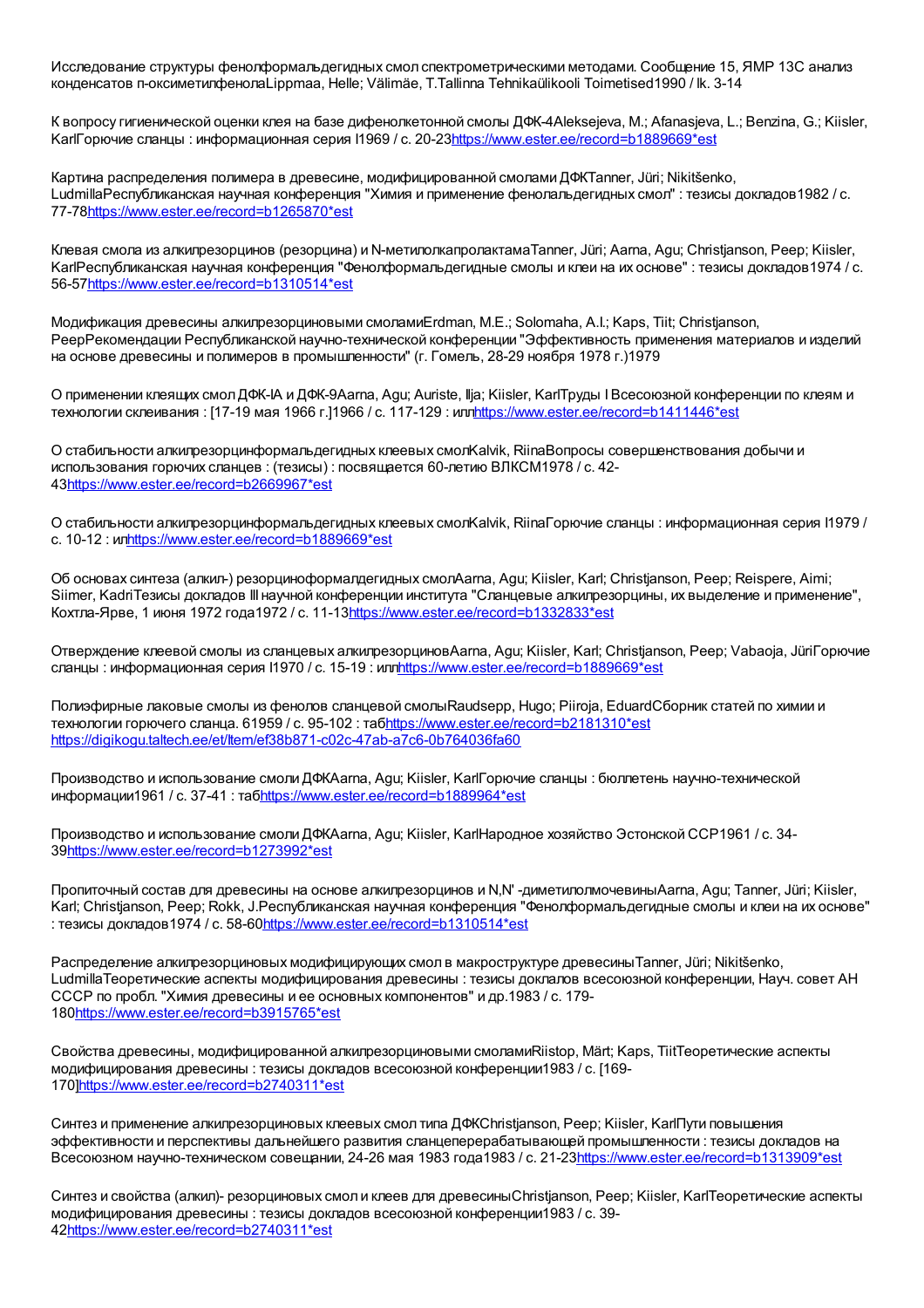Исследование структуры фенолформальдегидных смол спектрометрическими методами. Сообщение 15, ЯМР 13С анализ конденсатов п-оксиметилфенолаLippmaa, Helle; Välimäe, T.Tallinna Tehnikaülikooli Toimetised1990 / lk. 3-14

К вопросу гигиенической оценки клея на базе дифенолкетонной смолы ДФК-4Aleksejeva, M.; Afanasjeva, L.; Benzina, G.; Kiisler, KarlГорючие сланцы : информационная серия I1969 / с. 20-23https://www.ester.ee/record=b1889669*est

Картина распределения полимера в древесине, модифицированной смолами ДФКTanner, Jüri; Nikitšenko, LudmillaРеспубликанская научная конференция "Химия и применение фенолальдегидных смол" : тезисы докладов1982 / с. 77-78https://www.ester.ee/record=b1265870*est

Клевая смола из алкилрезорцинов (резорцина) и N-метилолкапролактамаTanner, Jüri; Aarna, Agu; Christjanson, Peep; Kiisler, KarlРеспубликанская научная конференция "Фенолформальдегидные смолы и клеи на их основе" : тезисы докладов1974 / с. 56-57https://www.ester.ee/record=b1310514*est

Модификация древесины алкилрезорциновыми смоламиErdman, M.E.; Solomaha, A.I.; Kaps, Tiit; Christjanson, PeepРекомендации Республиканской научно-технической конференции "Эффективность применения материалов и изделий на основе древесины и полимеров в промышленности" (г. Гомель, 28-29 ноября 1978 г.)1979

О применении клеящих смол ДФК-IA и ДФК-9Aarna, Agu; Auriste, Ilja; Kiisler, KarlТруды I Всесоюзной конференции по клеям и технологии склеивания : [17-19 мая 1966 г.]1966 / с. 117-129 : иллhttps://www.ester.ee/record=b1411446*est

О стабильности алкилрезорцинформальдегидных клеевых смолKalvik, RiinaВопросы совершенствования добычи и использования горючих сланцев : (тезисы) : посвящается 60-летию ВЛКСМ1978 / с. 42-43https://www.ester.ee/record=b2669967*est

О стабильности алкилрезорцинформальдегидных клеевых смолKalvik, RiinaГорючие сланцы : информационная серия I1979 / с. 10-12 : илhttps://www.ester.ee/record=b1889669*est

Об основах синтеза (алкил-) резорциноформалдегидных смолAarna, Agu; Kiisler, Karl; Christjanson, Peep; Reispere, Aimi; Siimer, KadriТезисы докладов III научной конференции института "Сланцевые алкилрезорцины, их выделение и применение", Кохтла-Ярве, 1 июня 1972 года1972 / с. 11-13https://www.ester.ee/record=b1332833*est

Отверждение клеевой смолы из сланцевых алкилрезорциновAarna, Agu; Kiisler, Karl; Christjanson, Peep; Vabaoja, JüriГорючие сланцы : информационная серия I1970 / с. 15-19 : иллhttps://www.ester.ee/record=b1889669*est

Полиэфирные лаковые смолы из фенолов сланцевой смолыRaudsepp, Hugo; Piiroja, EduardСборник статей по химии и технологии горючего сланца. 61959 / с. 95-102 : табhttps://www.ester.ee/record=b2181310*est https://digikogu.taltech.ee/et/Item/ef38b871-c02c-47ab-a7c6-0b764036fa60

Производство и использование смоли ДФКAarna, Agu; Kiisler, KarlГорючие сланцы : бюллетень научно-технической информации1961 / с. 37-41 : табhttps://www.ester.ee/record=b1889964*est

Производство и использование смоли ДФКAarna, Agu; Kiisler, KarlНародное хозяйство Эстонской ССР1961 / с. 34-39https://www.ester.ee/record=b1273992*est

Пропиточный состав для древесины на основе алкилрезорцинов и N,N' -диметилолмочевиныAarna, Agu; Tanner, Jüri; Kiisler, Karl; Christjanson, Peep; Rokk, J.Республиканская научная конференция "Фенолформальдегидные смолы и клеи на их основе" : тезисы докладов1974 / с. 58-60https://www.ester.ee/record=b1310514*est

Распределение алкилрезорциновых модифицирующих смол в макроструктуре древесиныTanner, Jüri; Nikitšenko, LudmillaТеоретические аспекты модифицирования древесины : тезисы доклалов всесоюзной конференции, Науч. совет АН СССР по пробл. "Химия древесины и ее основных компонентов" и др.1983 / с. 179-180https://www.ester.ee/record=b3915765*est

Свойства древесины, модифицированной алкилрезорциновыми смоламиRiistop, Märt; Kaps, TiitТеоретические аспекты модифицирования древесины : тезисы докладов всесоюзной конференции1983 / с. [169-170]https://www.ester.ee/record=b2740311*est

Синтез и применение алкилрезорциновых клеевых смол типа ДФКChristjanson, Peep; Kiisler, KarlПути повышения эффективности и перспективы дальнейшего развития сланцеперерабатывающей промышленности : тезисы докладов на Всесоюзном научно-техническом совещании, 24-26 мая 1983 года1983 / с. 21-23https://www.ester.ee/record=b1313909*est

Синтез и свойства (алкил)- резорциновых смол и клеев для древесиныChristjanson, Peep; Kiisler, KarlТеоретические аспекты модифицирования древесины : тезисы докладов всесоюзной конференции1983 / с. 39-42https://www.ester.ee/record=b2740311*est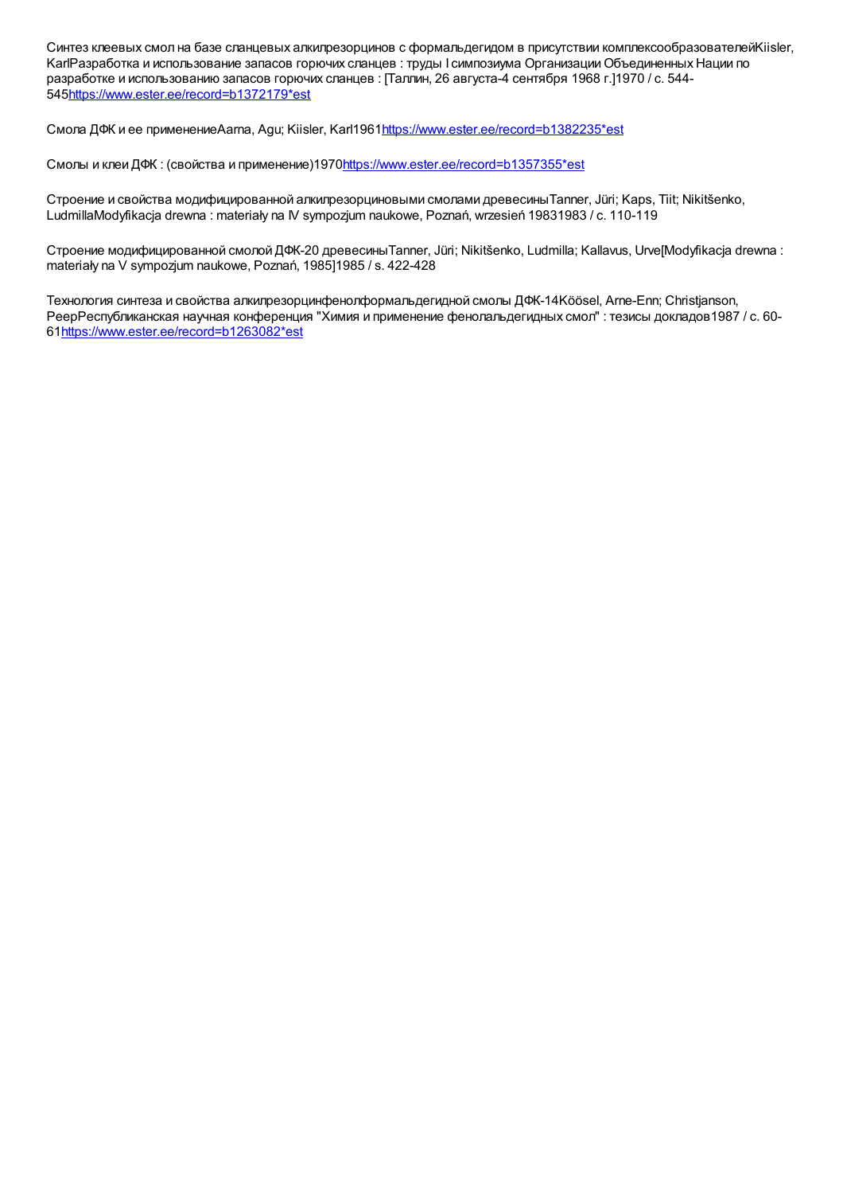Синтез клеевых смол на базе сланцевых алкилрезорцинов с формальдегидом в присутствии комплексообразователейKiisler, KarlРазработка и использование запасов горючих сланцев : труды I симпозиума Организации Объединенных Нации по разработке и использованию запасов горючих сланцев : [Таллин, 26 августа-4 сентября 1968 г.]1970 / с. 544-545https://www.ester.ee/record=b1372179*est

Смола ДФК и ее применениеAarna, Agu; Kiisler, Karl1961https://www.ester.ee/record=b1382235*est

Смолы и клеи ДФК : (свойства и применение)1970https://www.ester.ee/record=b1357355*est

Строение и свойства модифицированной алкилрезорциновыми смолами древесиныTanner, Jüri; Kaps, Tiit; Nikitšenko, LudmillaModyfikacja drewna : materiały na IV sympozjum naukowe, Poznań, wrzesień 19831983 / с. 110-119

Строение модифицированной смолой ДФК-20 древесиныTanner, Jüri; Nikitšenko, Ludmilla; Kallavus, Urve[Modyfikacja drewna : materiały na V sympozjum naukowe, Poznań, 1985]1985 / s. 422-428

Технология синтеза и свойства алкилрезорцинфенолформальдегидной смолы ДФК-14Köösel, Arne-Enn; Christjanson, PeepРеспубликанская научная конференция "Химия и применение фенолальдегидных смол" : тезисы докладов1987 / с. 60-61https://www.ester.ee/record=b1263082*est